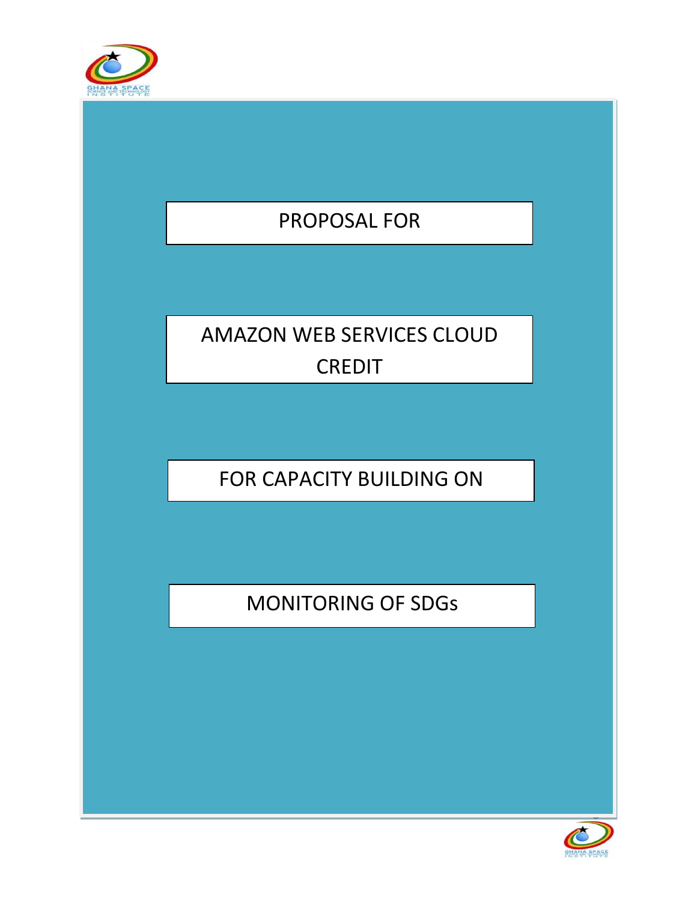# PROPOSAL FOR

# AMAZON WEB SERVICES CLOUD CREDIT

# FOR CAPACITY BUILDING ON

# MONITORING OF SDGs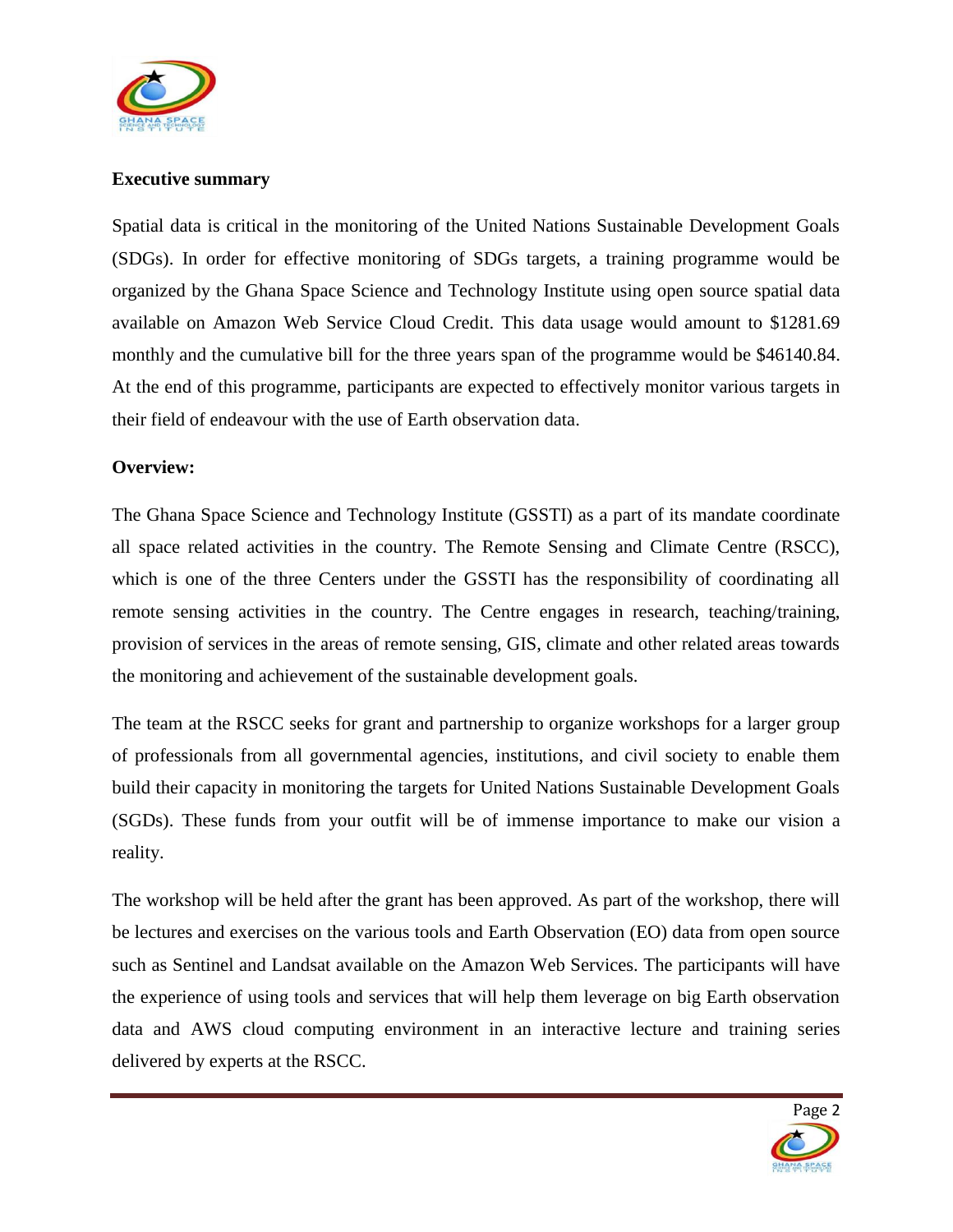**Executive summary**

Spatial data is critical in the monitoring of the United Nations Sustainable Development Goals (SDGs). In order for effective monitoring of SDGs targets, a training programme would be organized by the Ghana Space Science and Technology Institute using open source spatial data available on Amazon Web Service Cloud Credit. This data usage would amount to $1281.69 monthly and the cumulative bill for the three years span of the programme would be $46140.84. At the end of this programme, participants are expected to effectively monitor various targets in their field of endeavour with the use of Earth observation data.

**Overview:**

The Ghana Space Science and Technology Institute (GSSTI) as a part of its mandate coordinate all space related activities in the country. The Remote Sensing and Climate Centre (RSCC), which is one of the three Centers under the GSSTI has the responsibility of coordinating all remote sensing activities in the country. The Centre engages in research, teaching/training, provision of services in the areas of remote sensing, GIS, climate and other related areas towards the monitoring and achievement of the sustainable development goals.

The team at the RSCC seeks for grant and partnership to organize workshops for a larger group of professionals from all governmental agencies, institutions, and civil society to enable them build their capacity in monitoring the targets for United Nations Sustainable Development Goals (SGDs). These funds from your outfit will be of immense importance to make our vision a reality.

The workshop will be held after the grant has been approved. As part of the workshop, there will be lectures and exercises on the various tools and Earth Observation (EO) data from open source such as Sentinel and Landsat available on the Amazon Web Services. The participants will have the experience of using tools and services that will help them leverage on big Earth observation data and AWS cloud computing environment in an interactive lecture and training series delivered by experts at the RSCC.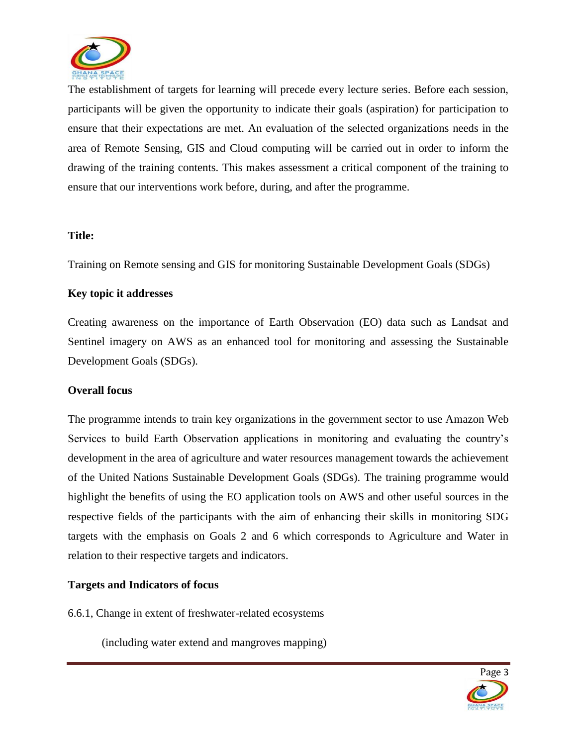The establishment of targets for learning will precede every lecture series. Before each session, participants will be given the opportunity to indicate their goals (aspiration) for participation to ensure that their expectations are met. An evaluation of the selected organizations needs in the area of Remote Sensing, GIS and Cloud computing will be carried out in order to inform the drawing of the training contents. This makes assessment a critical component of the training to ensure that our interventions work before, during, and after the programme.

**Title:**

Training on Remote sensing and GIS for monitoring Sustainable Development Goals (SDGs)

**Key topic it addresses**

Creating awareness on the importance of Earth Observation (EO) data such as Landsat and Sentinel imagery on AWS as an enhanced tool for monitoring and assessing the Sustainable Development Goals (SDGs).

**Overall focus**

The programme intends to train key organizations in the government sector to use Amazon Web Services to build Earth Observation applications in monitoring and evaluating the country's development in the area of agriculture and water resources management towards the achievement of the United Nations Sustainable Development Goals (SDGs). The training programme would highlight the benefits of using the EO application tools on AWS and other useful sources in the respective fields of the participants with the aim of enhancing their skills in monitoring SDG targets with the emphasis on Goals 2 and 6 which corresponds to Agriculture and Water in relation to their respective targets and indicators.

**Targets and Indicators of focus**

6.6.1, Change in extent of freshwater-related ecosystems

(including water extend and mangroves mapping)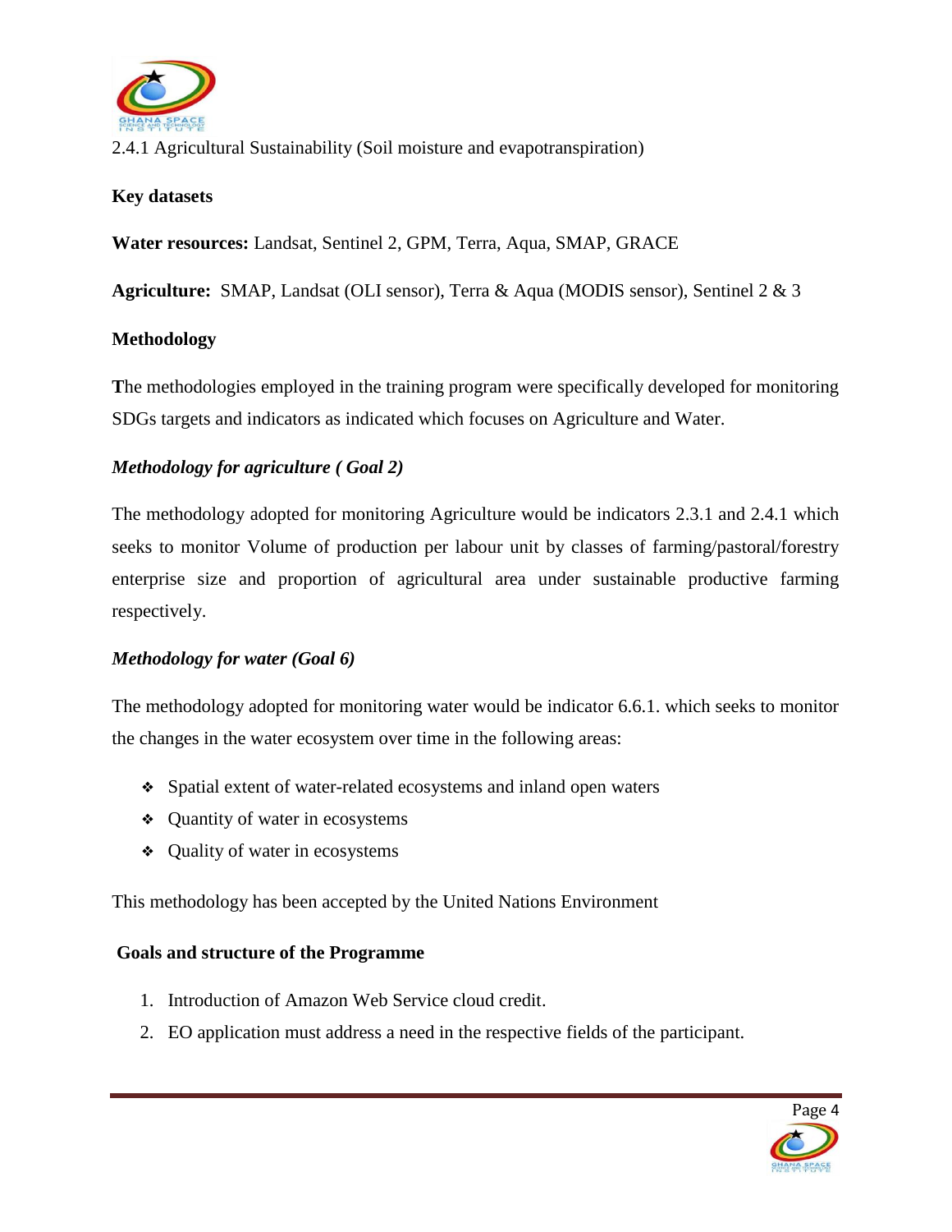2.4.1 Agricultural Sustainability (Soil moisture and evapotranspiration)

**Key datasets**

**Water resources:** Landsat, Sentinel 2, GPM, Terra, Aqua, SMAP, GRACE

**Agriculture:** SMAP, Landsat (OLI sensor), Terra & Aqua (MODIS sensor), Sentinel 2 & 3

**Methodology**

**T**he methodologies employed in the training program were specifically developed for monitoring SDGs targets and indicators as indicated which focuses on Agriculture and Water.

***Methodology for agriculture ( Goal 2)***

The methodology adopted for monitoring Agriculture would be indicators 2.3.1 and 2.4.1 which seeks to monitor Volume of production per labour unit by classes of farming/pastoral/forestry enterprise size and proportion of agricultural area under sustainable productive farming respectively.

***Methodology for water (Goal 6)***

The methodology adopted for monitoring water would be indicator 6.6.1. which seeks to monitor the changes in the water ecosystem over time in the following areas:

- Spatial extent of water-related ecosystems and inland open waters
- Quantity of water in ecosystems
- Quality of water in ecosystems

This methodology has been accepted by the United Nations Environment

**Goals and structure of the Programme**

1. Introduction of Amazon Web Service cloud credit.
2. EO application must address a need in the respective fields of the participant.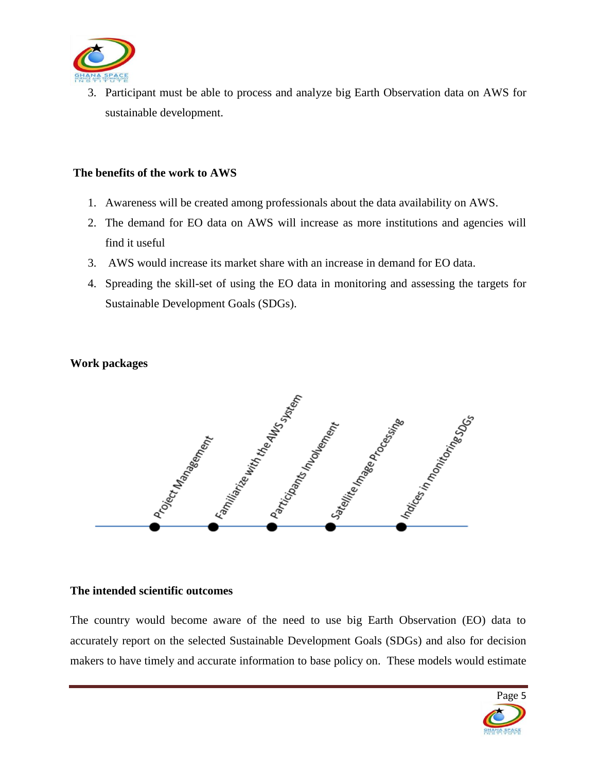3. Participant must be able to process and analyze big Earth Observation data on AWS for sustainable development.

**The benefits of the work to AWS**

1. Awareness will be created among professionals about the data availability on AWS.
2. The demand for EO data on AWS will increase as more institutions and agencies will find it useful
3. AWS would increase its market share with an increase in demand for EO data.
4. Spreading the skill-set of using the EO data in monitoring and assessing the targets for Sustainable Development Goals (SDGs).

**Work packages**

Project Management

Familiarize with the AWS system

Participants Involvement

Satellite Image Processing

Indices in monitoring SDGs

**The intended scientific outcomes**

The country would become aware of the need to use big Earth Observation (EO) data to accurately report on the selected Sustainable Development Goals (SDGs) and also for decision makers to have timely and accurate information to base policy on. These models would estimate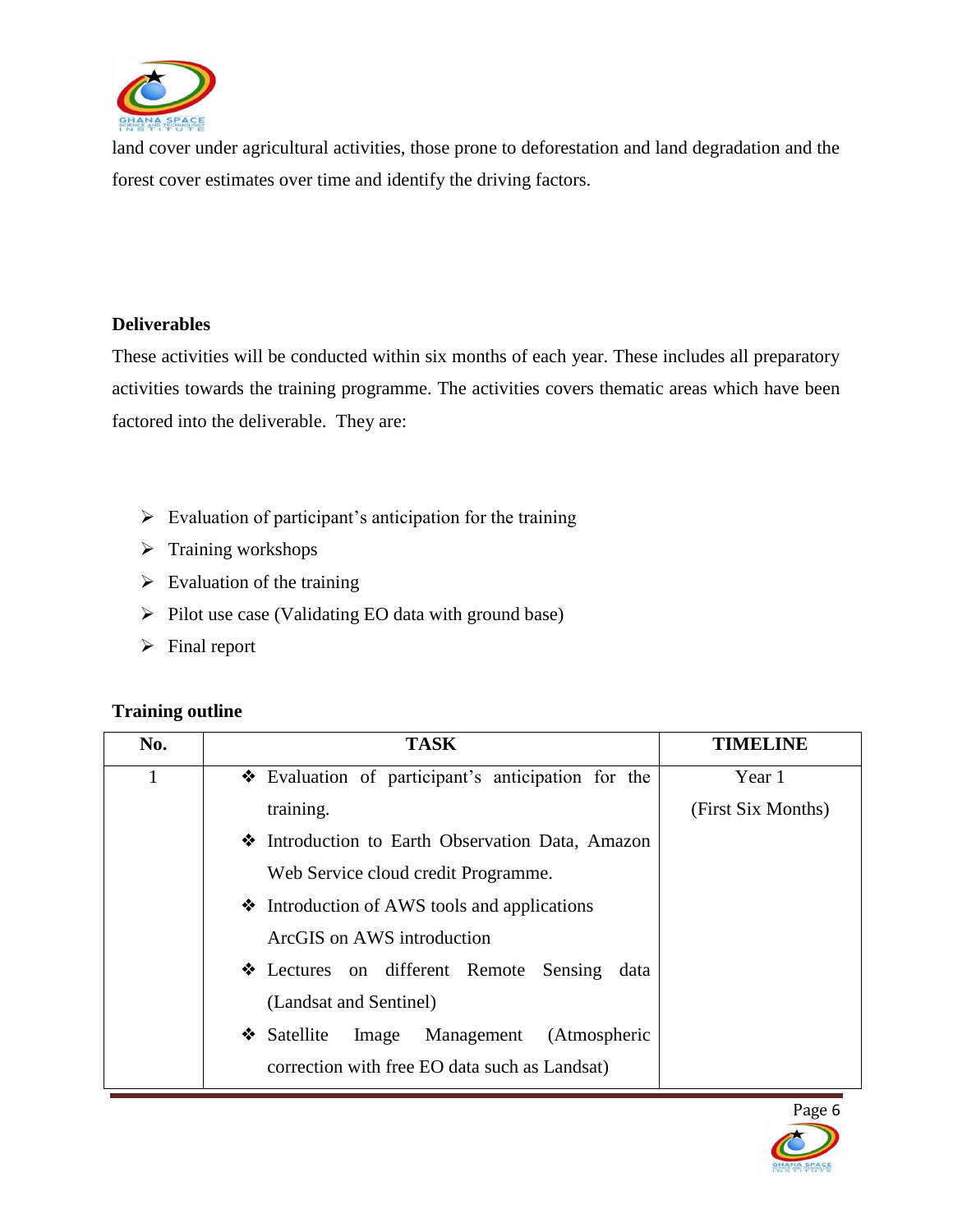land cover under agricultural activities, those prone to deforestation and land degradation and the forest cover estimates over time and identify the driving factors.

**Deliverables**

These activities will be conducted within six months of each year. These includes all preparatory activities towards the training programme. The activities covers thematic areas which have been factored into the deliverable. They are:

- Evaluation of participant's anticipation for the training
- Training workshops
- Evaluation of the training
- Pilot use case (Validating EO data with ground base)
- Final report

**Training outline**

| No. | TASK | TIMELINE |
|---|---|---|
| 1 | ❖ Evaluation of participant's anticipation for the training.<br>❖ Introduction to Earth Observation Data, Amazon Web Service cloud credit Programme.<br>❖ Introduction of AWS tools and applications ArcGIS on AWS introduction<br>❖ Lectures on different Remote Sensing data (Landsat and Sentinel)<br>❖ Satellite Image Management (Atmospheric correction with free EO data such as Landsat) | Year 1<br>(First Six Months) |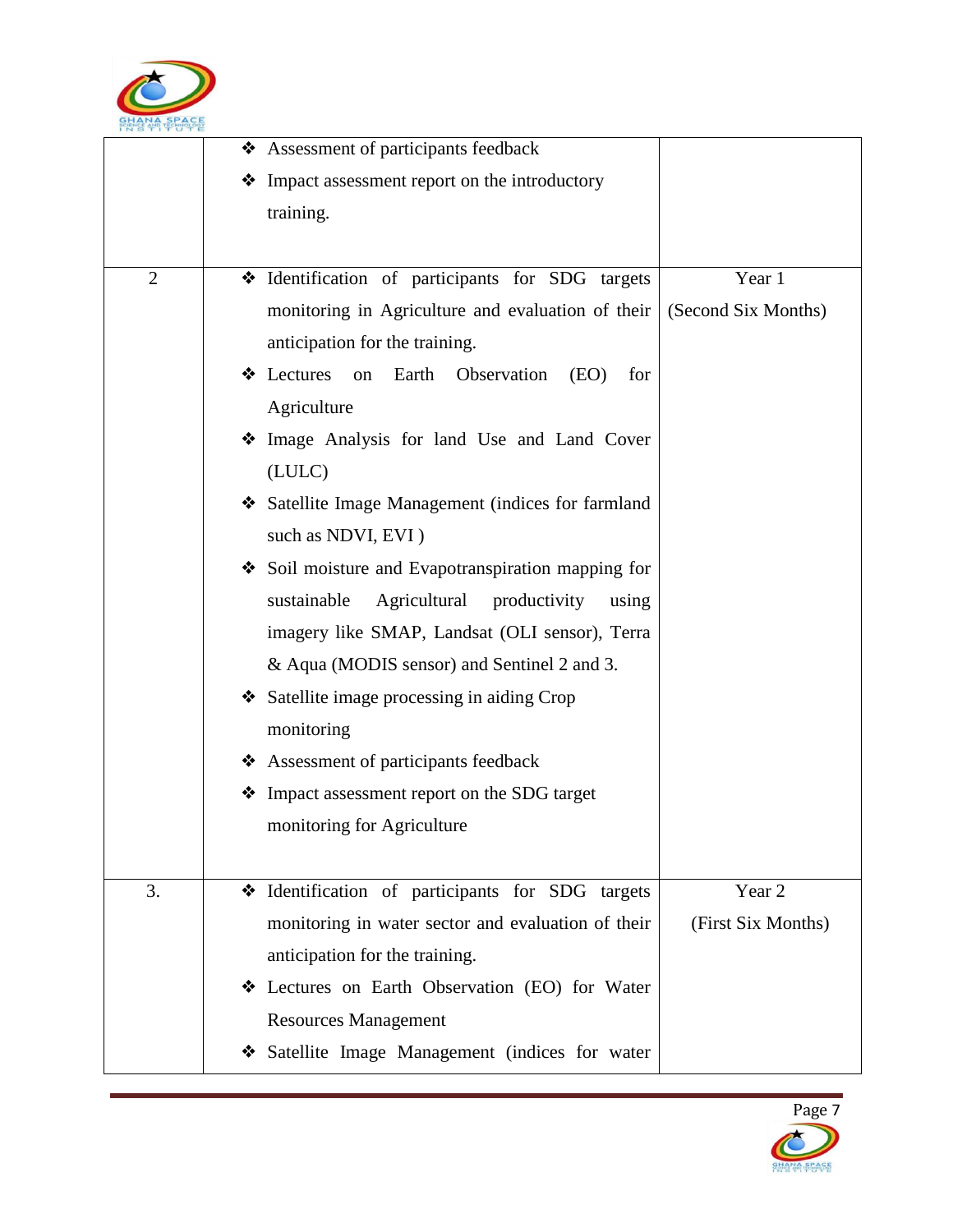| | | |
|---|---|---|
| | ❖ Assessment of participants feedback<br>❖ Impact assessment report on the introductory training. | |
| 2 | ❖ Identification of participants for SDG targets monitoring in Agriculture and evaluation of their anticipation for the training.<br>❖ Lectures on Earth Observation (EO) for Agriculture<br>❖ Image Analysis for land Use and Land Cover (LULC)<br>❖ Satellite Image Management (indices for farmland such as NDVI, EVI )<br>❖ Soil moisture and Evapotranspiration mapping for sustainable Agricultural productivity using imagery like SMAP, Landsat (OLI sensor), Terra & Aqua (MODIS sensor) and Sentinel 2 and 3.<br>❖ Satellite image processing in aiding Crop monitoring<br>❖ Assessment of participants feedback<br>❖ Impact assessment report on the SDG target monitoring for Agriculture | Year 1 (Second Six Months) |
| 3. | ❖ Identification of participants for SDG targets monitoring in water sector and evaluation of their anticipation for the training.<br>❖ Lectures on Earth Observation (EO) for Water Resources Management<br>❖ Satellite Image Management (indices for water | Year 2 (First Six Months) |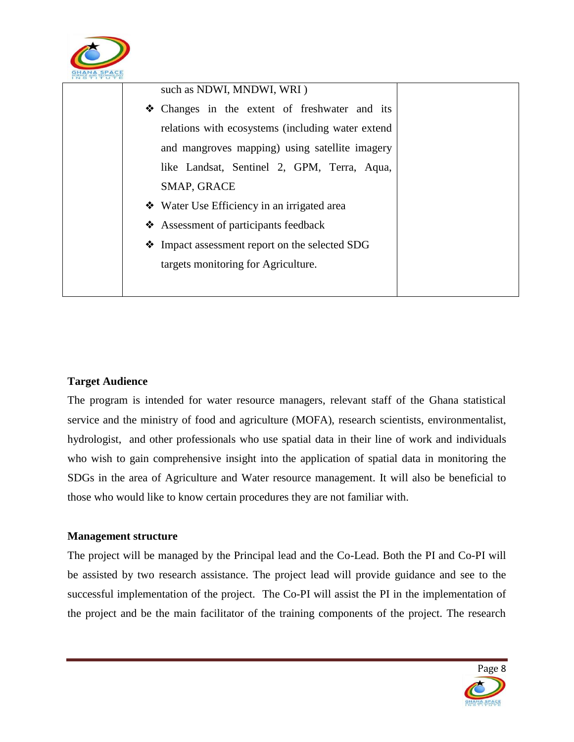| | | |
|---|---|---|
| | such as NDWI, MNDWI, WRI ) <br> ❖ Changes in the extent of freshwater and its relations with ecosystems (including water extend and mangroves mapping) using satellite imagery like Landsat, Sentinel 2, GPM, Terra, Aqua, SMAP, GRACE <br> ❖ Water Use Efficiency in an irrigated area <br> ❖ Assessment of participants feedback <br> ❖ Impact assessment report on the selected SDG targets monitoring for Agriculture. | |

**Target Audience**

The program is intended for water resource managers, relevant staff of the Ghana statistical service and the ministry of food and agriculture (MOFA), research scientists, environmentalist, hydrologist, and other professionals who use spatial data in their line of work and individuals who wish to gain comprehensive insight into the application of spatial data in monitoring the SDGs in the area of Agriculture and Water resource management. It will also be beneficial to those who would like to know certain procedures they are not familiar with.

**Management structure**

The project will be managed by the Principal lead and the Co-Lead. Both the PI and Co-PI will be assisted by two research assistance. The project lead will provide guidance and see to the successful implementation of the project. The Co-PI will assist the PI in the implementation of the project and be the main facilitator of the training components of the project. The research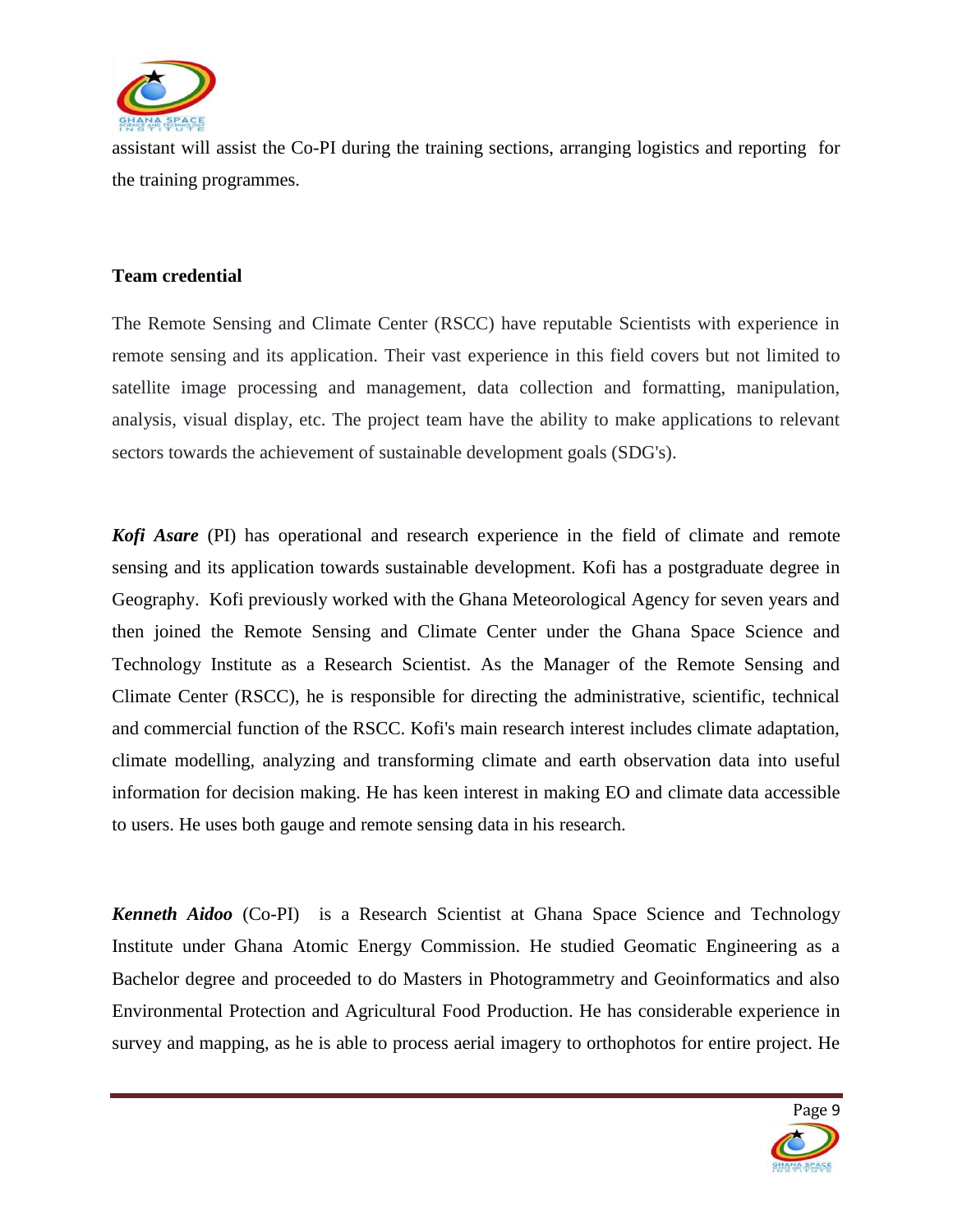assistant will assist the Co-PI during the training sections, arranging logistics and reporting for the training programmes.

**Team credential**

The Remote Sensing and Climate Center (RSCC) have reputable Scientists with experience in remote sensing and its application. Their vast experience in this field covers but not limited to satellite image processing and management, data collection and formatting, manipulation, analysis, visual display, etc. The project team have the ability to make applications to relevant sectors towards the achievement of sustainable development goals (SDG's).

***Kofi Asare*** (PI) has operational and research experience in the field of climate and remote sensing and its application towards sustainable development. Kofi has a postgraduate degree in Geography. Kofi previously worked with the Ghana Meteorological Agency for seven years and then joined the Remote Sensing and Climate Center under the Ghana Space Science and Technology Institute as a Research Scientist. As the Manager of the Remote Sensing and Climate Center (RSCC), he is responsible for directing the administrative, scientific, technical and commercial function of the RSCC. Kofi's main research interest includes climate adaptation, climate modelling, analyzing and transforming climate and earth observation data into useful information for decision making. He has keen interest in making EO and climate data accessible to users. He uses both gauge and remote sensing data in his research.

***Kenneth Aidoo*** (Co-PI) is a Research Scientist at Ghana Space Science and Technology Institute under Ghana Atomic Energy Commission. He studied Geomatic Engineering as a Bachelor degree and proceeded to do Masters in Photogrammetry and Geoinformatics and also Environmental Protection and Agricultural Food Production. He has considerable experience in survey and mapping, as he is able to process aerial imagery to orthophotos for entire project. He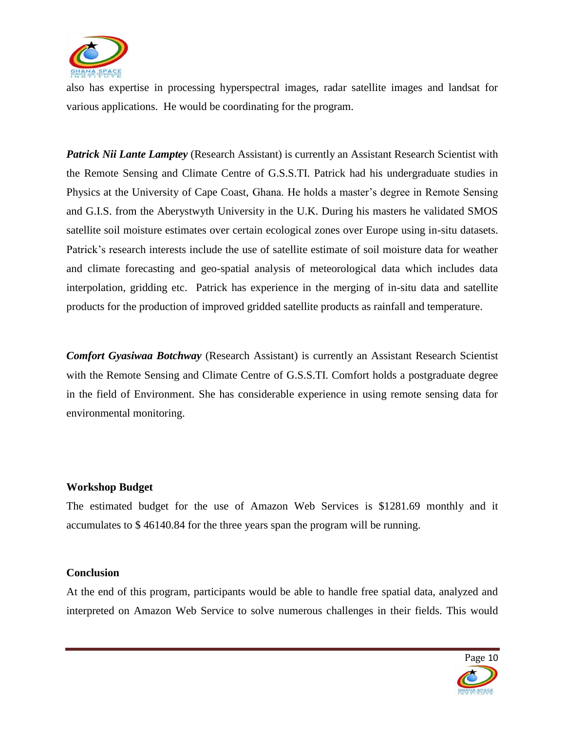also has expertise in processing hyperspectral images, radar satellite images and landsat for various applications. He would be coordinating for the program.

***Patrick Nii Lante Lamptey*** (Research Assistant) is currently an Assistant Research Scientist with the Remote Sensing and Climate Centre of G.S.S.TI. Patrick had his undergraduate studies in Physics at the University of Cape Coast, Ghana. He holds a master's degree in Remote Sensing and G.I.S. from the Aberystwyth University in the U.K. During his masters he validated SMOS satellite soil moisture estimates over certain ecological zones over Europe using in-situ datasets. Patrick's research interests include the use of satellite estimate of soil moisture data for weather and climate forecasting and geo-spatial analysis of meteorological data which includes data interpolation, gridding etc. Patrick has experience in the merging of in-situ data and satellite products for the production of improved gridded satellite products as rainfall and temperature.

***Comfort Gyasiwaa Botchway*** (Research Assistant) is currently an Assistant Research Scientist with the Remote Sensing and Climate Centre of G.S.S.TI. Comfort holds a postgraduate degree in the field of Environment. She has considerable experience in using remote sensing data for environmental monitoring.

**Workshop Budget**

The estimated budget for the use of Amazon Web Services is $1281.69 monthly and it accumulates to $ 46140.84 for the three years span the program will be running.

**Conclusion**

At the end of this program, participants would be able to handle free spatial data, analyzed and interpreted on Amazon Web Service to solve numerous challenges in their fields. This would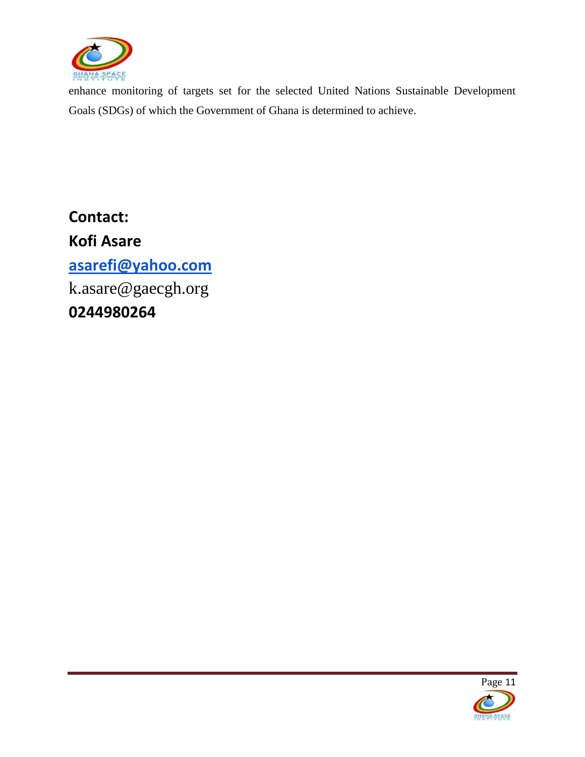enhance monitoring of targets set for the selected United Nations Sustainable Development Goals (SDGs) of which the Government of Ghana is determined to achieve.

**Contact:**

**Kofi Asare**

**asarefi@yahoo.com**

k.asare@gaecgh.org

**0244980264**